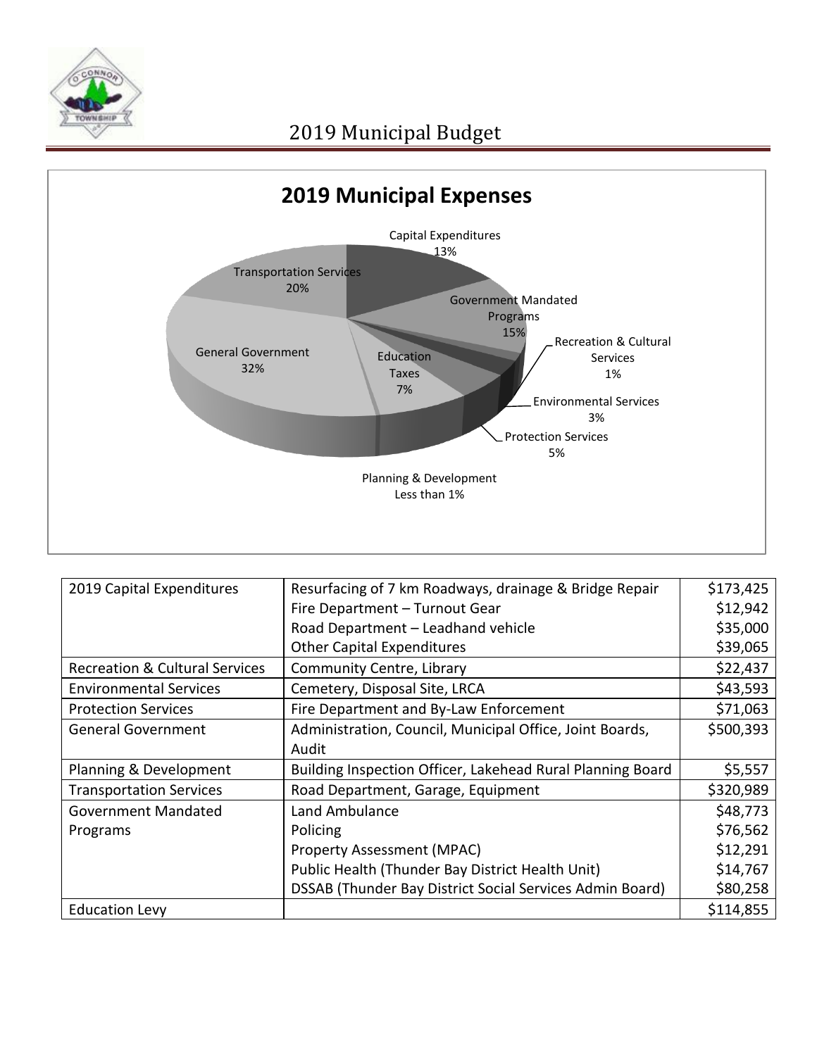# 2019 Municipal Budget

## 2019 Municipal Expenses

Capital Expenditures 13%

Government Mandated Programs 15%

Recreation & Cultural Services 1%

Environmental Services 3%

Protection Services 5%

Planning & Development Less than 1%

Education Taxes 7%

General Government 32%

Transportation Services 20%

| 2019 Capital Expenditures | Resurfacing of 7 km Roadways, drainage & Bridge Repair | $173,425 |
|---|---|---|
| | Fire Department – Turnout Gear | $12,942 |
| | Road Department – Leadhand vehicle | $35,000 |
| | Other Capital Expenditures | $39,065 |
| Recreation & Cultural Services | Community Centre, Library | $22,437 |
| Environmental Services | Cemetery, Disposal Site, LRCA | $43,593 |
| Protection Services | Fire Department and By-Law Enforcement | $71,063 |
| General Government | Administration, Council, Municipal Office, Joint Boards, Audit | $500,393 |
| Planning & Development | Building Inspection Officer, Lakehead Rural Planning Board | $5,557 |
| Transportation Services | Road Department, Garage, Equipment | $320,989 |
| Government Mandated Programs | Land Ambulance | $48,773 |
| | Policing | $76,562 |
| | Property Assessment (MPAC) | $12,291 |
| | Public Health (Thunder Bay District Health Unit) | $14,767 |
| | DSSAB (Thunder Bay District Social Services Admin Board) | $80,258 |
| Education Levy | | $114,855 |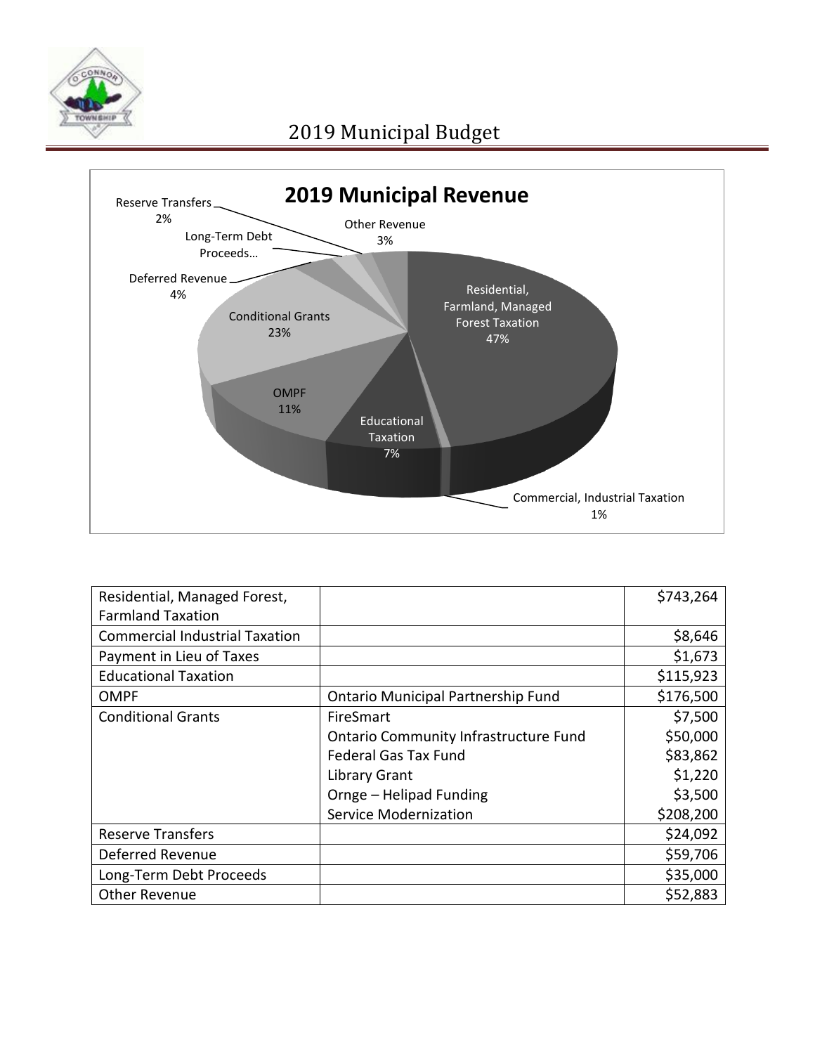# 2019 Municipal Budget

2019 Municipal Revenue

Reserve Transfers
2%

Long-Term Debt
Proceeds…

Other Revenue
3%

Deferred Revenue
4%

Residential,
Farmland, Managed
Forest Taxation
47%

Conditional Grants
23%

OMPF
11%

Educational
Taxation
7%

Commercial, Industrial Taxation
1%

| | | |
|---|---|---|
| Residential, Managed Forest, Farmland Taxation | | $743,264 |
| Commercial Industrial Taxation | | $8,646 |
| Payment in Lieu of Taxes | | $1,673 |
| Educational Taxation | | $115,923 |
| OMPF | Ontario Municipal Partnership Fund | $176,500 |
| Conditional Grants | FireSmart | $7,500 |
| | Ontario Community Infrastructure Fund | $50,000 |
| | Federal Gas Tax Fund | $83,862 |
| | Library Grant | $1,220 |
| | Ornge – Helipad Funding | $3,500 |
| | Service Modernization | $208,200 |
| Reserve Transfers | | $24,092 |
| Deferred Revenue | | $59,706 |
| Long-Term Debt Proceeds | | $35,000 |
| Other Revenue | | $52,883 |